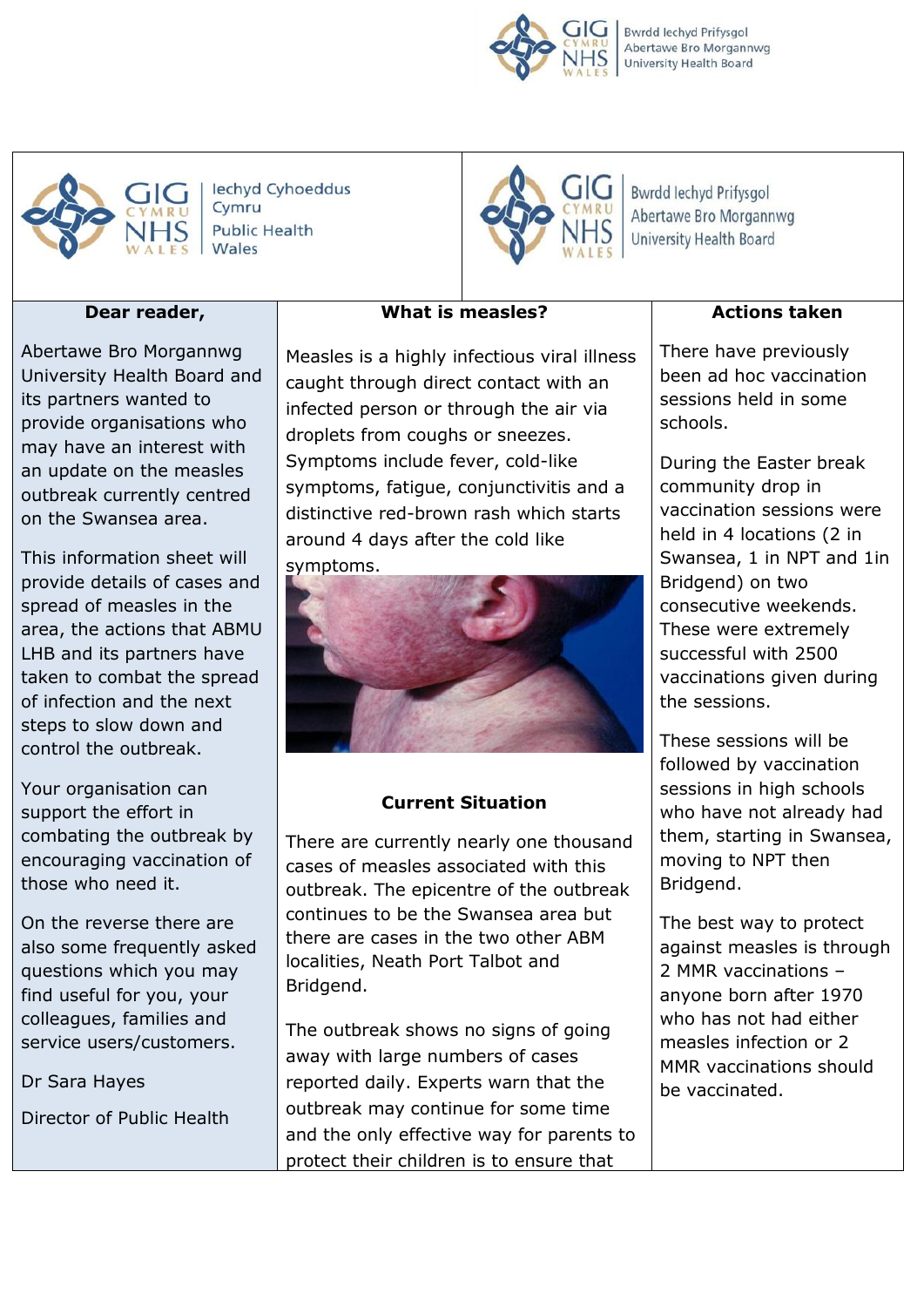Bwrdd Iechyd Prifysgol Abertawe Bro Morgannwg University Health Board

Iechyd Cyhoeddus Cymru Public Health Wales

Bwrdd Iechyd Prifysgol Abertawe Bro Morgannwg University Health Board

## Dear reader,

Abertawe Bro Morgannwg University Health Board and its partners wanted to provide organisations who may have an interest with an update on the measles outbreak currently centred on the Swansea area.

This information sheet will provide details of cases and spread of measles in the area, the actions that ABMU LHB and its partners have taken to combat the spread of infection and the next steps to slow down and control the outbreak.

Your organisation can support the effort in combating the outbreak by encouraging vaccination of those who need it.

On the reverse there are also some frequently asked questions which you may find useful for you, your colleagues, families and service users/customers.

Dr Sara Hayes

Director of Public Health

## What is measles?

Measles is a highly infectious viral illness caught through direct contact with an infected person or through the air via droplets from coughs or sneezes. Symptoms include fever, cold-like symptoms, fatigue, conjunctivitis and a distinctive red-brown rash which starts around 4 days after the cold like symptoms.

## Current Situation

There are currently nearly one thousand cases of measles associated with this outbreak. The epicentre of the outbreak continues to be the Swansea area but there are cases in the two other ABM localities, Neath Port Talbot and Bridgend.

The outbreak shows no signs of going away with large numbers of cases reported daily. Experts warn that the outbreak may continue for some time and the only effective way for parents to protect their children is to ensure that

## Actions taken

There have previously been ad hoc vaccination sessions held in some schools.

During the Easter break community drop in vaccination sessions were held in 4 locations (2 in Swansea, 1 in NPT and 1in Bridgend) on two consecutive weekends. These were extremely successful with 2500 vaccinations given during the sessions.

These sessions will be followed by vaccination sessions in high schools who have not already had them, starting in Swansea, moving to NPT then Bridgend.

The best way to protect against measles is through 2 MMR vaccinations – anyone born after 1970 who has not had either measles infection or 2 MMR vaccinations should be vaccinated.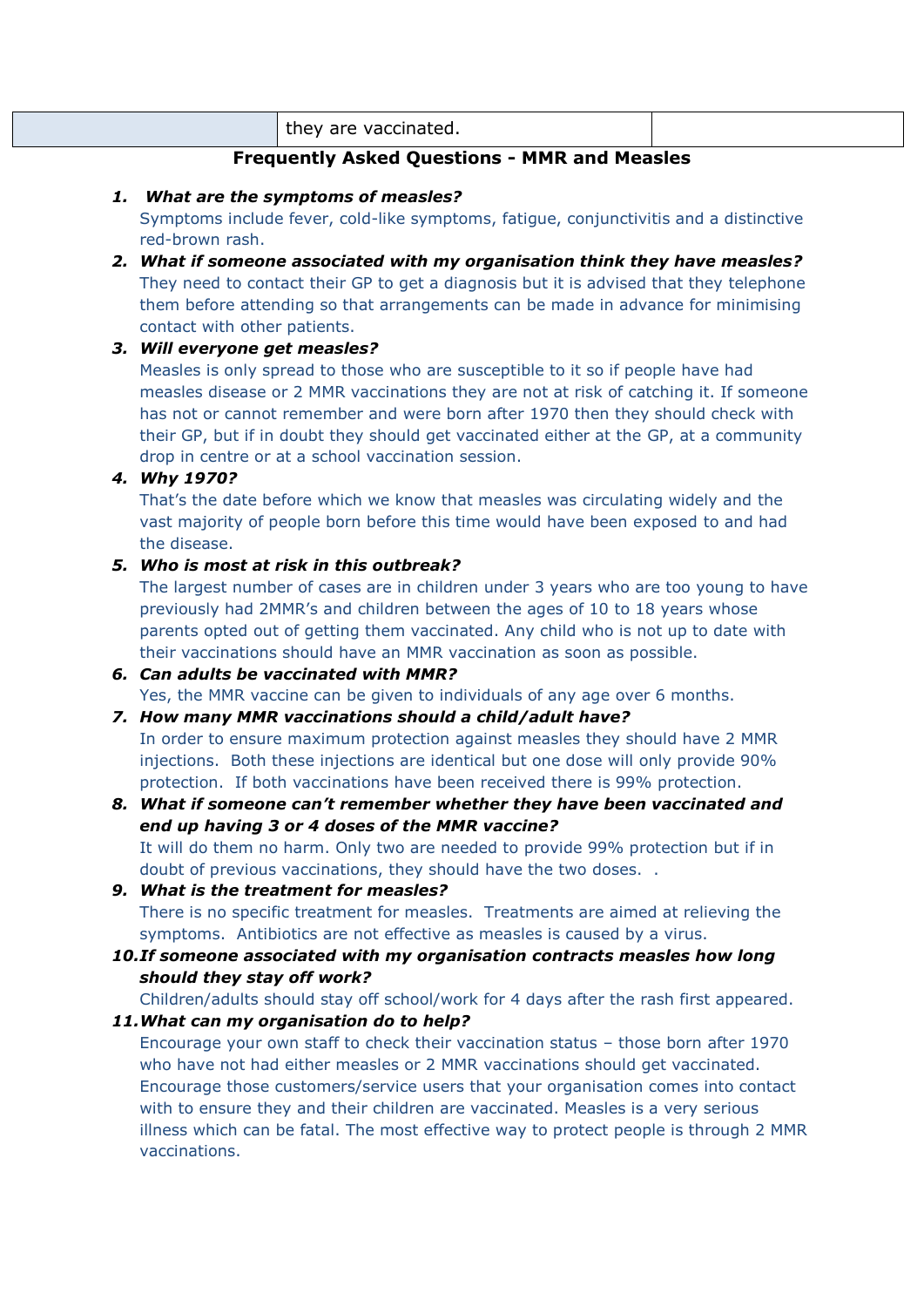| | they are vaccinated. | |
|---|---|---|

**Frequently Asked Questions - MMR and Measles**

1. ***What are the symptoms of measles?***
   Symptoms include fever, cold-like symptoms, fatigue, conjunctivitis and a distinctive red-brown rash.
2. ***What if someone associated with my organisation think they have measles?***
   They need to contact their GP to get a diagnosis but it is advised that they telephone them before attending so that arrangements can be made in advance for minimising contact with other patients.
3. ***Will everyone get measles?***
   Measles is only spread to those who are susceptible to it so if people have had measles disease or 2 MMR vaccinations they are not at risk of catching it. If someone has not or cannot remember and were born after 1970 then they should check with their GP, but if in doubt they should get vaccinated either at the GP, at a community drop in centre or at a school vaccination session.
4. ***Why 1970?***
   That's the date before which we know that measles was circulating widely and the vast majority of people born before this time would have been exposed to and had the disease.
5. ***Who is most at risk in this outbreak?***
   The largest number of cases are in children under 3 years who are too young to have previously had 2MMR's and children between the ages of 10 to 18 years whose parents opted out of getting them vaccinated. Any child who is not up to date with their vaccinations should have an MMR vaccination as soon as possible.
6. ***Can adults be vaccinated with MMR?***
   Yes, the MMR vaccine can be given to individuals of any age over 6 months.
7. ***How many MMR vaccinations should a child/adult have?***
   In order to ensure maximum protection against measles they should have 2 MMR injections. Both these injections are identical but one dose will only provide 90% protection. If both vaccinations have been received there is 99% protection.
8. ***What if someone can't remember whether they have been vaccinated and end up having 3 or 4 doses of the MMR vaccine?***
   It will do them no harm. Only two are needed to provide 99% protection but if in doubt of previous vaccinations, they should have the two doses. .
9. ***What is the treatment for measles?***
   There is no specific treatment for measles. Treatments are aimed at relieving the symptoms. Antibiotics are not effective as measles is caused by a virus.
10. ***If someone associated with my organisation contracts measles how long should they stay off work?***
    Children/adults should stay off school/work for 4 days after the rash first appeared.
11. ***What can my organisation do to help?***
    Encourage your own staff to check their vaccination status – those born after 1970 who have not had either measles or 2 MMR vaccinations should get vaccinated. Encourage those customers/service users that your organisation comes into contact with to ensure they and their children are vaccinated. Measles is a very serious illness which can be fatal. The most effective way to protect people is through 2 MMR vaccinations.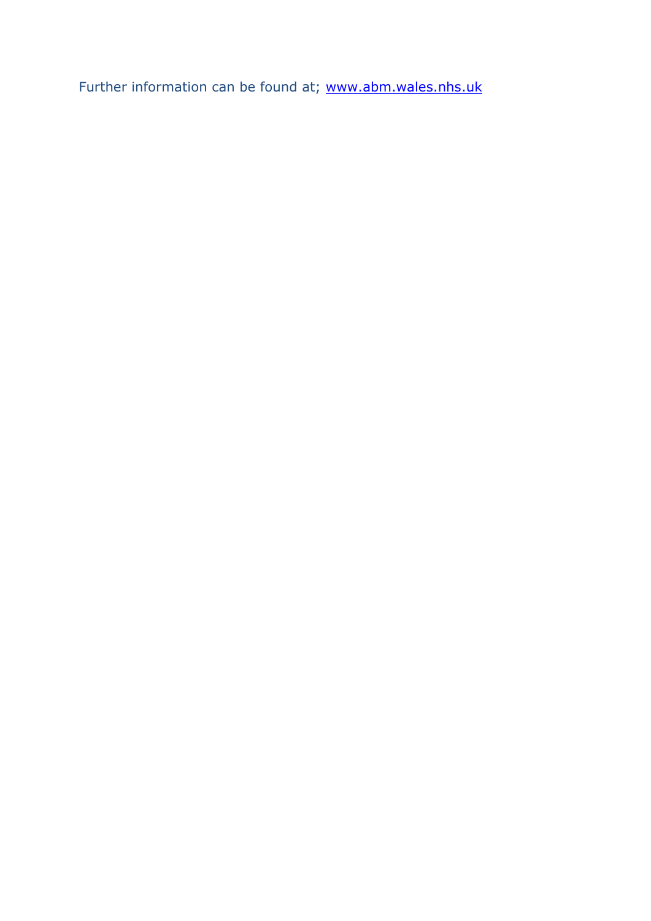Further information can be found at; [www.abm.wales.nhs.uk](http://www.abm.wales.nhs.uk)